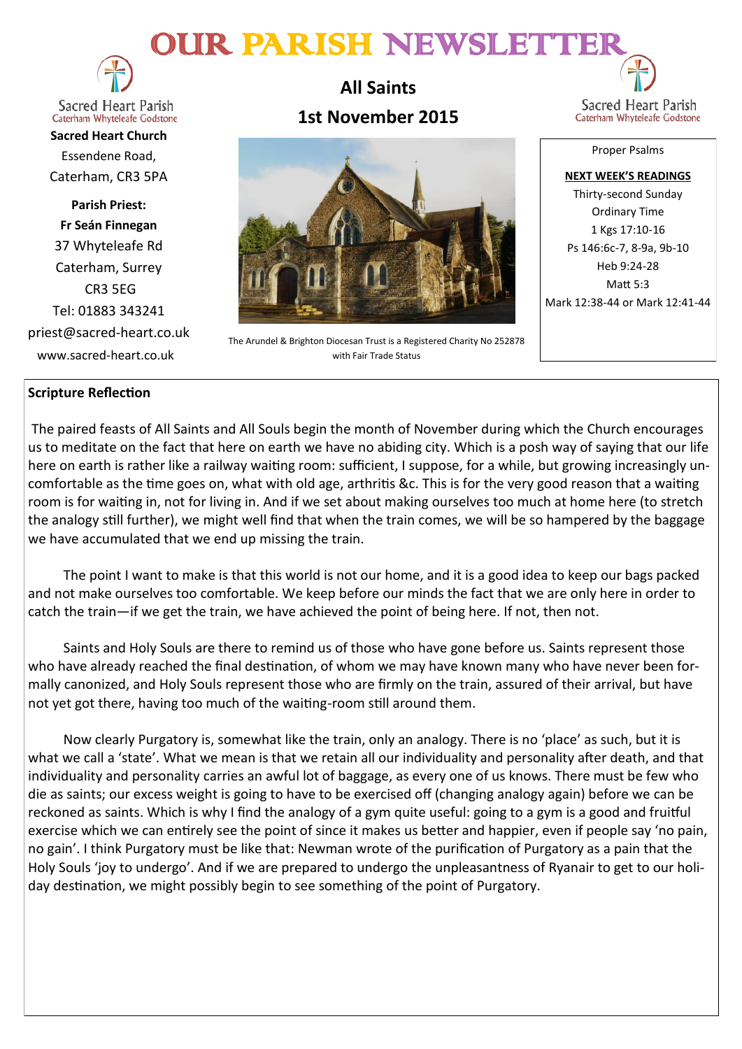# OUR PARISH NEWSLETTER

Sacred Heart Parish
Caterham Whyteleafe Godstone

**Sacred Heart Church**
Essendene Road,
Caterham, CR3 5PA

**Parish Priest:**
**Fr Seán Finnegan**
37 Whyteleafe Rd
Caterham, Surrey
CR3 5EG
Tel: 01883 343241
priest@sacred-heart.co.uk
www.sacred-heart.co.uk

## All Saints
## 1st November 2015

The Arundel & Brighton Diocesan Trust is a Registered Charity No 252878 with Fair Trade Status

Proper Psalms

**NEXT WEEK'S READINGS**
Thirty-second Sunday
Ordinary Time
1 Kgs 17:10-16
Ps 146:6c-7, 8-9a, 9b-10
Heb 9:24-28
Matt 5:3
Mark 12:38-44 or Mark 12:41-44

### Scripture Reflection

The paired feasts of All Saints and All Souls begin the month of November during which the Church encourages us to meditate on the fact that here on earth we have no abiding city. Which is a posh way of saying that our life here on earth is rather like a railway waiting room: sufficient, I suppose, for a while, but growing increasingly uncomfortable as the time goes on, what with old age, arthritis &c. This is for the very good reason that a waiting room is for waiting in, not for living in. And if we set about making ourselves too much at home here (to stretch the analogy still further), we might well find that when the train comes, we will be so hampered by the baggage we have accumulated that we end up missing the train.

The point I want to make is that this world is not our home, and it is a good idea to keep our bags packed and not make ourselves too comfortable. We keep before our minds the fact that we are only here in order to catch the train—if we get the train, we have achieved the point of being here. If not, then not.

Saints and Holy Souls are there to remind us of those who have gone before us. Saints represent those who have already reached the final destination, of whom we may have known many who have never been formally canonized, and Holy Souls represent those who are firmly on the train, assured of their arrival, but have not yet got there, having too much of the waiting-room still around them.

Now clearly Purgatory is, somewhat like the train, only an analogy. There is no 'place' as such, but it is what we call a 'state'. What we mean is that we retain all our individuality and personality after death, and that individuality and personality carries an awful lot of baggage, as every one of us knows. There must be few who die as saints; our excess weight is going to have to be exercised off (changing analogy again) before we can be reckoned as saints. Which is why I find the analogy of a gym quite useful: going to a gym is a good and fruitful exercise which we can entirely see the point of since it makes us better and happier, even if people say 'no pain, no gain'. I think Purgatory must be like that: Newman wrote of the purification of Purgatory as a pain that the Holy Souls 'joy to undergo'. And if we are prepared to undergo the unpleasantness of Ryanair to get to our holiday destination, we might possibly begin to see something of the point of Purgatory.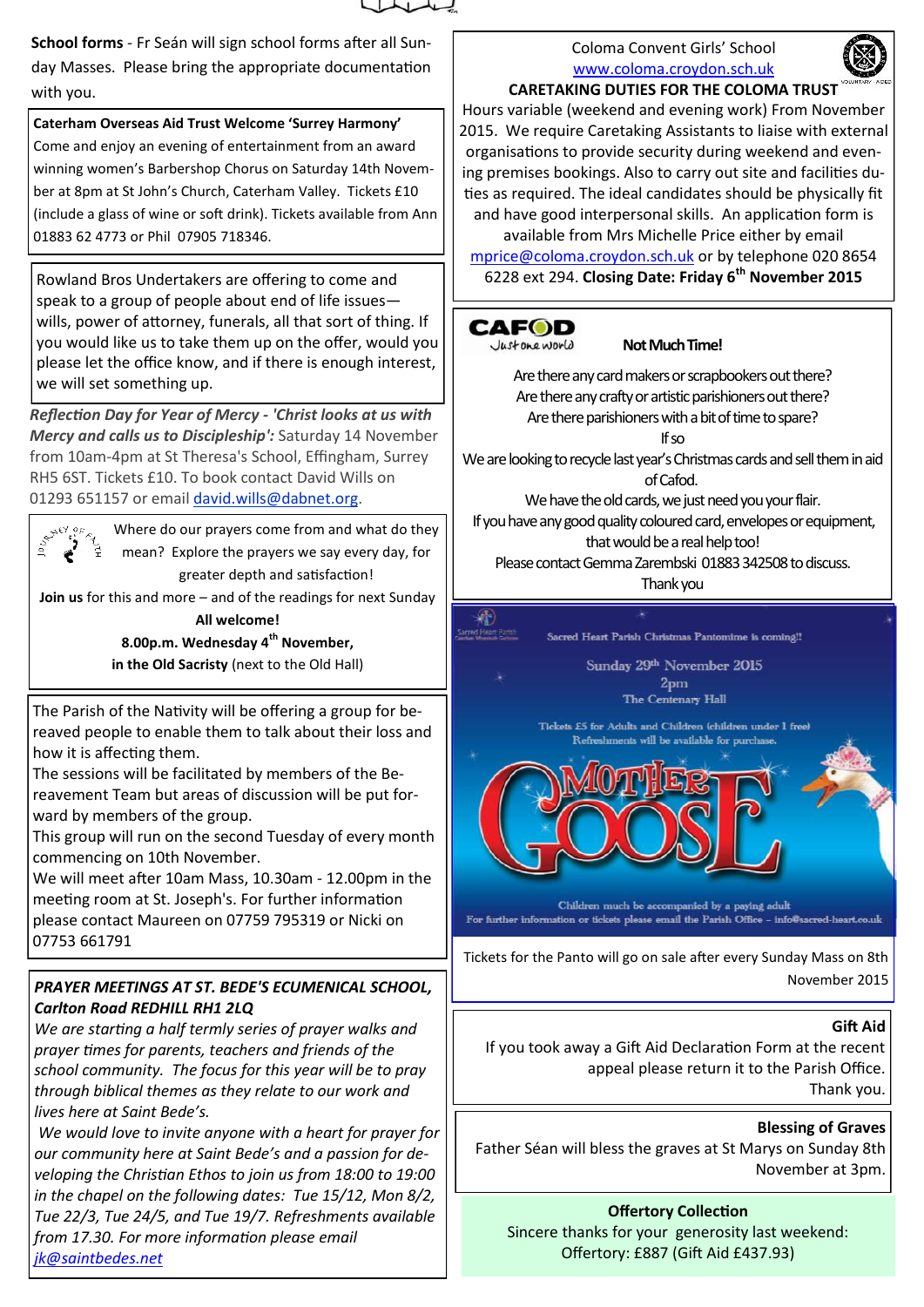**School forms** - Fr Seán will sign school forms after all Sunday Masses. Please bring the appropriate documentation with you.

**Caterham Overseas Aid Trust Welcome 'Surrey Harmony'**
Come and enjoy an evening of entertainment from an award winning women's Barbershop Chorus on Saturday 14th November at 8pm at St John's Church, Caterham Valley. Tickets £10 (include a glass of wine or soft drink). Tickets available from Ann 01883 62 4773 or Phil 07905 718346.

Rowland Bros Undertakers are offering to come and speak to a group of people about end of life issues—wills, power of attorney, funerals, all that sort of thing. If you would like us to take them up on the offer, would you please let the office know, and if there is enough interest, we will set something up.

***Reflection Day for Year of Mercy - 'Christ looks at us with Mercy and calls us to Discipleship':*** Saturday 14 November from 10am-4pm at St Theresa's School, Effingham, Surrey RH5 6ST. Tickets £10. To book contact David Wills on 01293 651157 or email david.wills@dabnet.org.

Where do our prayers come from and what do they mean? Explore the prayers we say every day, for greater depth and satisfaction!
**Join us** for this and more – and of the readings for next Sunday
**All welcome!**
**8.00p.m. Wednesday 4th November,**
**in the Old Sacristy** (next to the Old Hall)

The Parish of the Nativity will be offering a group for bereaved people to enable them to talk about their loss and how it is affecting them.
The sessions will be facilitated by members of the Bereavement Team but areas of discussion will be put forward by members of the group.
This group will run on the second Tuesday of every month commencing on 10th November.
We will meet after 10am Mass, 10.30am - 12.00pm in the meeting room at St. Joseph's. For further information please contact Maureen on 07759 795319 or Nicki on 07753 661791

***PRAYER MEETINGS AT ST. BEDE'S ECUMENICAL SCHOOL, Carlton Road REDHILL RH1 2LQ***
*We are starting a half termly series of prayer walks and prayer times for parents, teachers and friends of the school community. The focus for this year will be to pray through biblical themes as they relate to our work and lives here at Saint Bede's.*
*We would love to invite anyone with a heart for prayer for our community here at Saint Bede's and a passion for developing the Christian Ethos to join us from 18:00 to 19:00 in the chapel on the following dates: Tue 15/12, Mon 8/2, Tue 22/3, Tue 24/5, and Tue 19/7. Refreshments available from 17.30. For more information please email jk@saintbedes.net*

Coloma Convent Girls' School
www.coloma.croydon.sch.uk
**CARETAKING DUTIES FOR THE COLOMA TRUST**
Hours variable (weekend and evening work) From November 2015. We require Caretaking Assistants to liaise with external organisations to provide security during weekend and evening premises bookings. Also to carry out site and facilities duties as required. The ideal candidates should be physically fit and have good interpersonal skills. An application form is available from Mrs Michelle Price either by email mprice@coloma.croydon.sch.uk or by telephone 020 8654 6228 ext 294. **Closing Date: Friday 6th November 2015**

CAFOD Just one world **Not Much Time!**
Are there any card makers or scrapbookers out there?
Are there any crafty or artistic parishioners out there?
Are there parishioners with a bit of time to spare?
If so
We are looking to recycle last year's Christmas cards and sell them in aid of Cafod.
We have the old cards, we just need you your flair.
If you have any good quality coloured card, envelopes or equipment, that would be a real help too!
Please contact Gemma Zarembski 01883 342508 to discuss.
Thank you

Sacred Heart Parish Christmas Pantomime is coming!!
Sunday 29th November 2015
2pm
The Centenary Hall
Tickets £5 for Adults and Children (children under 1 free)
Refreshments will be available for purchase.
MOTHER GOOSE
Children much be accompanied by a paying adult
For further information or tickets please email the Parish Office – info@sacred-heart.co.uk

Tickets for the Panto will go on sale after every Sunday Mass on 8th November 2015

**Gift Aid**
If you took away a Gift Aid Declaration Form at the recent appeal please return it to the Parish Office. Thank you.

**Blessing of Graves**
Father Séan will bless the graves at St Marys on Sunday 8th November at 3pm.

**Offertory Collection**
Sincere thanks for your generosity last weekend:
Offertory: £887 (Gift Aid £437.93)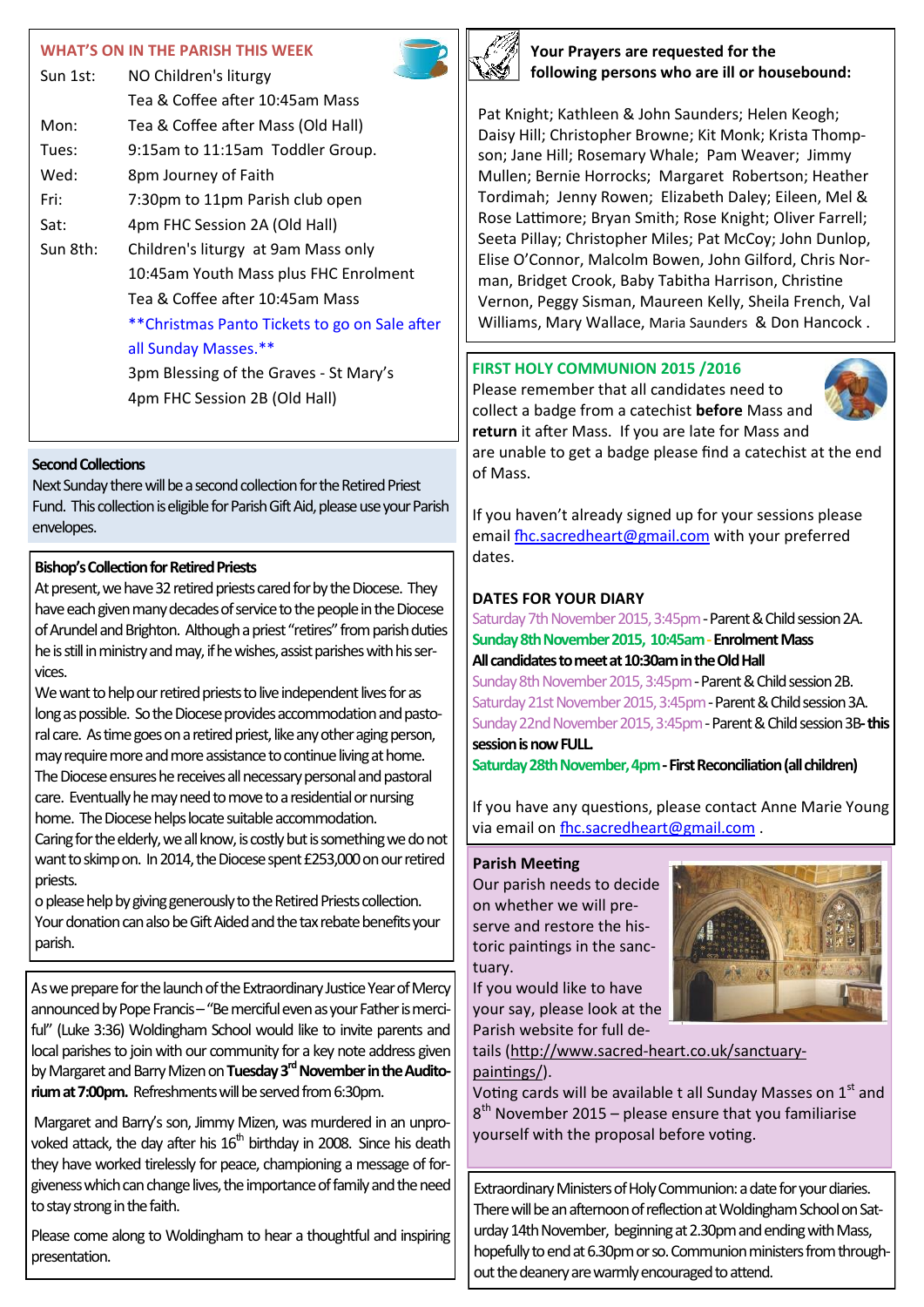## WHAT'S ON IN THE PARISH THIS WEEK

| | |
|---|---|
| Sun 1st: | NO Children's liturgy |
| | Tea & Coffee after 10:45am Mass |
| Mon: | Tea & Coffee after Mass (Old Hall) |
| Tues: | 9:15am to 11:15am Toddler Group. |
| Wed: | 8pm Journey of Faith |
| Fri: | 7:30pm to 11pm Parish club open |
| Sat: | 4pm FHC Session 2A (Old Hall) |
| Sun 8th: | Children's liturgy at 9am Mass only |
| | 10:45am Youth Mass plus FHC Enrolment |
| | Tea & Coffee after 10:45am Mass |
| | **Christmas Panto Tickets to go on Sale after all Sunday Masses.** |
| | 3pm Blessing of the Graves - St Mary's |
| | 4pm FHC Session 2B (Old Hall) |

### Second Collections

Next Sunday there will be a second collection for the Retired Priest Fund. This collection is eligible for Parish Gift Aid, please use your Parish envelopes.

### Bishop's Collection for Retired Priests

At present, we have 32 retired priests cared for by the Diocese. They have each given many decades of service to the people in the Diocese of Arundel and Brighton. Although a priest "retires" from parish duties he is still in ministry and may, if he wishes, assist parishes with his services.

We want to help our retired priests to live independent lives for as long as possible. So the Diocese provides accommodation and pastoral care. As time goes on a retired priest, like any other aging person, may require more and more assistance to continue living at home. The Diocese ensures he receives all necessary personal and pastoral care. Eventually he may need to move to a residential or nursing home. The Diocese helps locate suitable accommodation.

Caring for the elderly, we all know, is costly but is something we do not want to skimp on. In 2014, the Diocese spent £253,000 on our retired priests.

o please help by giving generously to the Retired Priests collection. Your donation can also be Gift Aided and the tax rebate benefits your parish.

As we prepare for the launch of the Extraordinary Justice Year of Mercy announced by Pope Francis – "Be merciful even as your Father is merciful" (Luke 3:36) Woldingham School would like to invite parents and local parishes to join with our community for a key note address given by Margaret and Barry Mizen on **Tuesday 3rd November in the Auditorium at 7:00pm.** Refreshments will be served from 6:30pm.

Margaret and Barry's son, Jimmy Mizen, was murdered in an unprovoked attack, the day after his 16th birthday in 2008. Since his death they have worked tirelessly for peace, championing a message of forgiveness which can change lives, the importance of family and the need to stay strong in the faith.

Please come along to Woldingham to hear a thoughtful and inspiring presentation.

### Your Prayers are requested for the following persons who are ill or housebound:

Pat Knight; Kathleen & John Saunders; Helen Keogh; Daisy Hill; Christopher Browne; Kit Monk; Krista Thompson; Jane Hill; Rosemary Whale; Pam Weaver; Jimmy Mullen; Bernie Horrocks; Margaret Robertson; Heather Tordimah; Jenny Rowen; Elizabeth Daley; Eileen, Mel & Rose Lattimore; Bryan Smith; Rose Knight; Oliver Farrell; Seeta Pillay; Christopher Miles; Pat McCoy; John Dunlop, Elise O'Connor, Malcolm Bowen, John Gilford, Chris Norman, Bridget Crook, Baby Tabitha Harrison, Christine Vernon, Peggy Sisman, Maureen Kelly, Sheila French, Val Williams, Mary Wallace, Maria Saunders & Don Hancock .

### FIRST HOLY COMMUNION 2015 /2016

Please remember that all candidates need to collect a badge from a catechist **before** Mass and **return** it after Mass. If you are late for Mass and are unable to get a badge please find a catechist at the end of Mass.

If you haven't already signed up for your sessions please email fhc.sacredheart@gmail.com with your preferred dates.

**DATES FOR YOUR DIARY**

Saturday 7th November 2015, 3:45pm - Parent & Child session 2A.
**Sunday 8th November 2015, 10:45am - Enrolment Mass**
**All candidates to meet at 10:30am in the Old Hall**
Sunday 8th November 2015, 3:45pm - Parent & Child session 2B.
Saturday 21st November 2015, 3:45pm - Parent & Child session 3A.
Sunday 22nd November 2015, 3:45pm - Parent & Child session 3B- **this session is now FULL.**
**Saturday 28th November, 4pm - First Reconciliation (all children)**

If you have any questions, please contact Anne Marie Young via email on fhc.sacredheart@gmail.com .

### Parish Meeting

Our parish needs to decide on whether we will preserve and restore the historic paintings in the sanctuary.

If you would like to have your say, please look at the Parish website for full details (http://www.sacred-heart.co.uk/sanctuary-paintings/).

Voting cards will be available t all Sunday Masses on 1st and 8th November 2015 – please ensure that you familiarise yourself with the proposal before voting.

Extraordinary Ministers of Holy Communion: a date for your diaries. There will be an afternoon of reflection at Woldingham School on Saturday 14th November, beginning at 2.30pm and ending with Mass, hopefully to end at 6.30pm or so. Communion ministers from throughout the deanery are warmly encouraged to attend.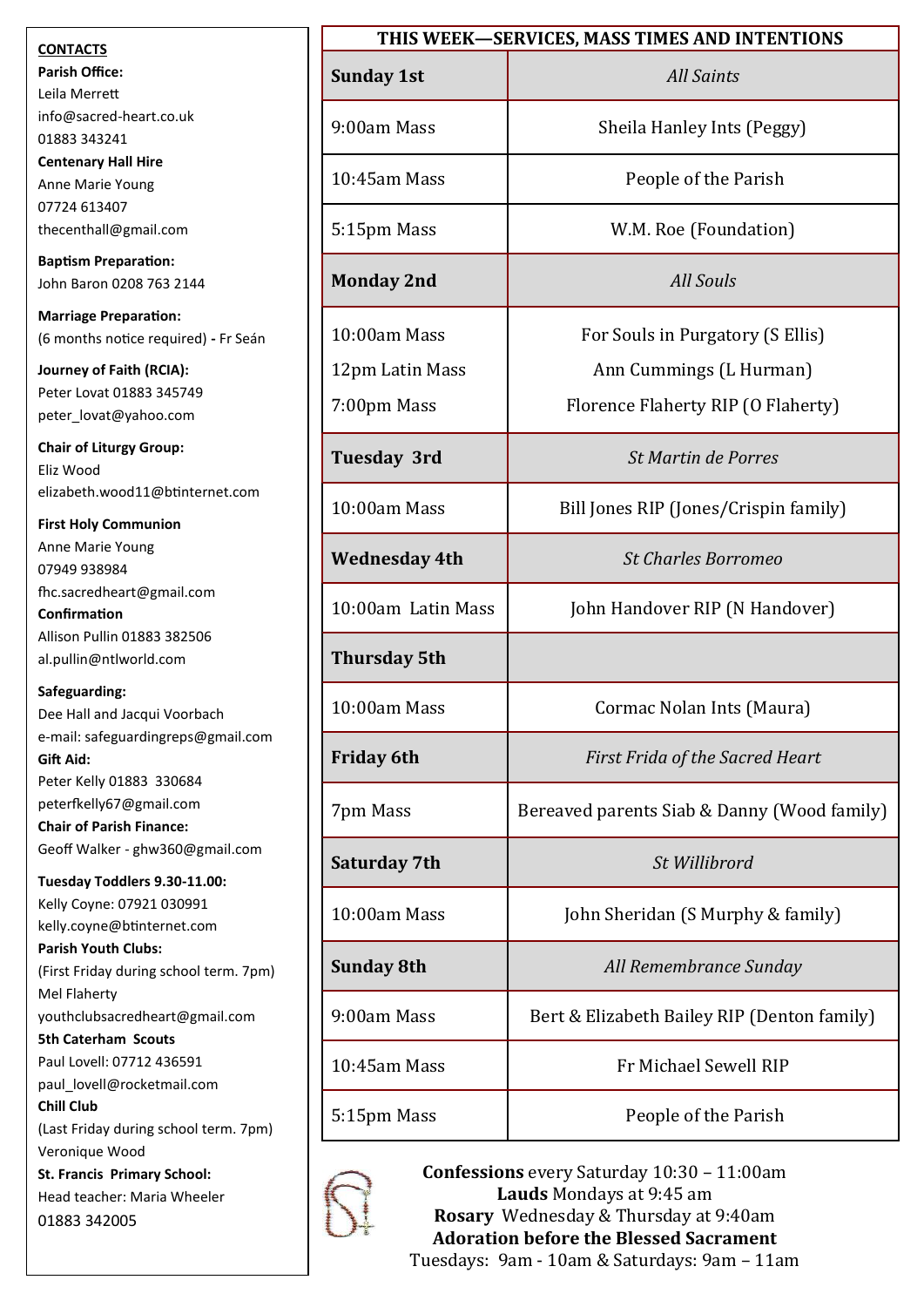**CONTACTS**

**Parish Office:**
Leila Merrett
info@sacred-heart.co.uk
01883 343241

**Centenary Hall Hire**
Anne Marie Young
07724 613407
thecenthall@gmail.com

**Baptism Preparation:**
John Baron 0208 763 2144

**Marriage Preparation:**
(6 months notice required) **-** Fr Seán

**Journey of Faith (RCIA):**
Peter Lovat 01883 345749
peter_lovat@yahoo.com

**Chair of Liturgy Group:**
Eliz Wood
elizabeth.wood11@btinternet.com

**First Holy Communion**
Anne Marie Young
07949 938984
fhc.sacredheart@gmail.com

**Confirmation**
Allison Pullin 01883 382506
al.pullin@ntlworld.com

**Safeguarding:**
Dee Hall and Jacqui Voorbach
e-mail: safeguardingreps@gmail.com

**Gift Aid:**
Peter Kelly 01883 330684
peterfkelly67@gmail.com

**Chair of Parish Finance:**
Geoff Walker - ghw360@gmail.com

**Tuesday Toddlers 9.30-11.00:**
Kelly Coyne: 07921 030991
kelly.coyne@btinternet.com

**Parish Youth Clubs:**
(First Friday during school term. 7pm)
Mel Flaherty
youthclubsacredheart@gmail.com

**5th Caterham Scouts**
Paul Lovell: 07712 436591
paul_lovell@rocketmail.com

**Chill Club**
(Last Friday during school term. 7pm)
Veronique Wood

**St. Francis Primary School:**
Head teacher: Maria Wheeler
01883 342005

## THIS WEEK—SERVICES, MASS TIMES AND INTENTIONS

| | |
|---|---|
| **Sunday 1st** | *All Saints* |
| 9:00am Mass | Sheila Hanley Ints (Peggy) |
| 10:45am Mass | People of the Parish |
| 5:15pm Mass | W.M. Roe (Foundation) |
| **Monday 2nd** | *All Souls* |
| 10:00am Mass<br>12pm Latin Mass<br>7:00pm Mass | For Souls in Purgatory (S Ellis)<br>Ann Cummings (L Hurman)<br>Florence Flaherty RIP (O Flaherty) |
| **Tuesday 3rd** | *St Martin de Porres* |
| 10:00am Mass | Bill Jones RIP (Jones/Crispin family) |
| **Wednesday 4th** | *St Charles Borromeo* |
| 10:00am Latin Mass | John Handover RIP (N Handover) |
| **Thursday 5th** | |
| 10:00am Mass | Cormac Nolan Ints (Maura) |
| **Friday 6th** | *First Frida of the Sacred Heart* |
| 7pm Mass | Bereaved parents Siab & Danny (Wood family) |
| **Saturday 7th** | *St Willibrord* |
| 10:00am Mass | John Sheridan (S Murphy & family) |
| **Sunday 8th** | *All Remembrance Sunday* |
| 9:00am Mass | Bert & Elizabeth Bailey RIP (Denton family) |
| 10:45am Mass | Fr Michael Sewell RIP |
| 5:15pm Mass | People of the Parish |

**Confessions** every Saturday 10:30 – 11:00am
**Lauds** Mondays at 9:45 am
**Rosary** Wednesday & Thursday at 9:40am
**Adoration before the Blessed Sacrament**
Tuesdays: 9am - 10am & Saturdays: 9am – 11am